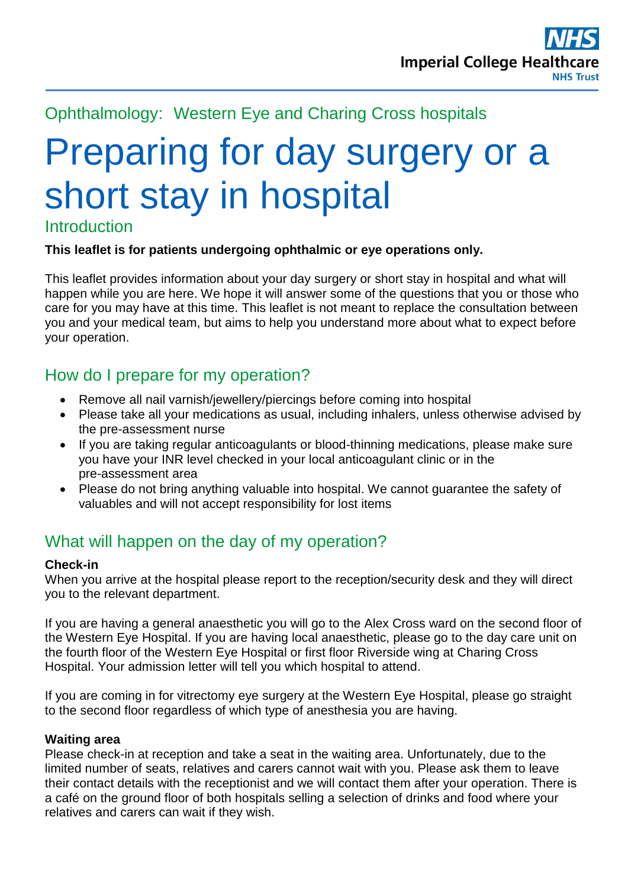Imperial College Healthcare NHS Trust

Ophthalmology: Western Eye and Charing Cross hospitals

# Preparing for day surgery or a short stay in hospital

## Introduction

**This leaflet is for patients undergoing ophthalmic or eye operations only.**

This leaflet provides information about your day surgery or short stay in hospital and what will happen while you are here. We hope it will answer some of the questions that you or those who care for you may have at this time. This leaflet is not meant to replace the consultation between you and your medical team, but aims to help you understand more about what to expect before your operation.

## How do I prepare for my operation?

- Remove all nail varnish/jewellery/piercings before coming into hospital
- Please take all your medications as usual, including inhalers, unless otherwise advised by the pre-assessment nurse
- If you are taking regular anticoagulants or blood-thinning medications, please make sure you have your INR level checked in your local anticoagulant clinic or in the pre-assessment area
- Please do not bring anything valuable into hospital. We cannot guarantee the safety of valuables and will not accept responsibility for lost items

## What will happen on the day of my operation?

**Check-in**
When you arrive at the hospital please report to the reception/security desk and they will direct you to the relevant department.

If you are having a general anaesthetic you will go to the Alex Cross ward on the second floor of the Western Eye Hospital. If you are having local anaesthetic, please go to the day care unit on the fourth floor of the Western Eye Hospital or first floor Riverside wing at Charing Cross Hospital. Your admission letter will tell you which hospital to attend.

If you are coming in for vitrectomy eye surgery at the Western Eye Hospital, please go straight to the second floor regardless of which type of anesthesia you are having.

**Waiting area**
Please check-in at reception and take a seat in the waiting area. Unfortunately, due to the limited number of seats, relatives and carers cannot wait with you. Please ask them to leave their contact details with the receptionist and we will contact them after your operation. There is a café on the ground floor of both hospitals selling a selection of drinks and food where your relatives and carers can wait if they wish.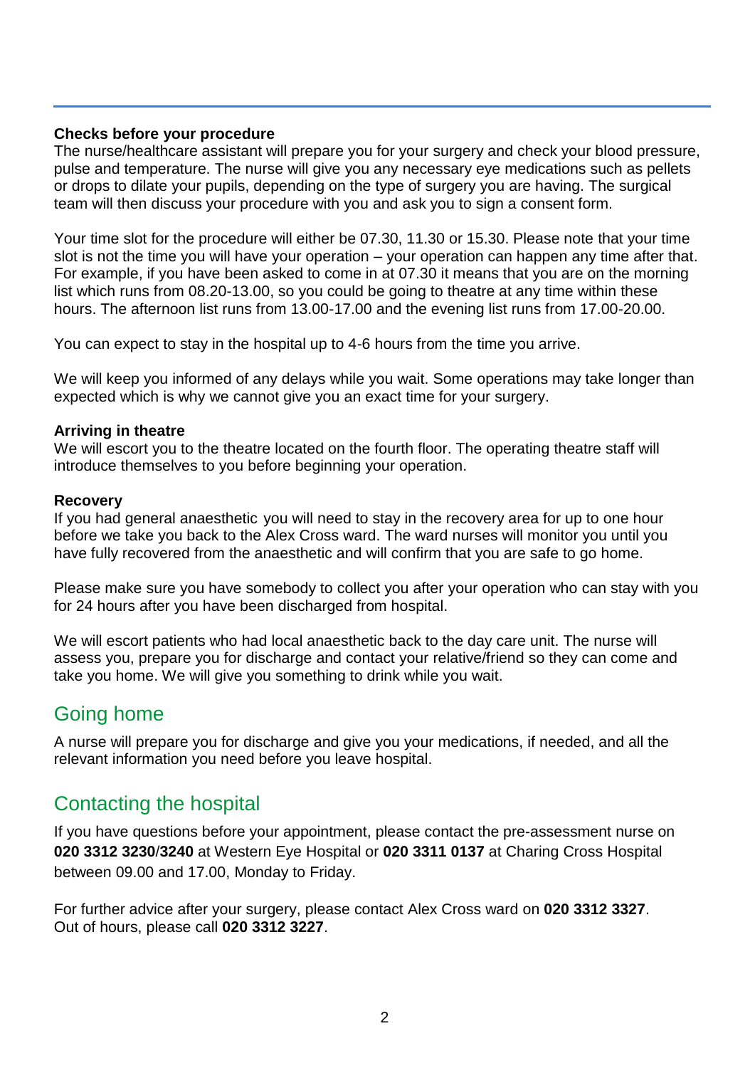**Checks before your procedure**

The nurse/healthcare assistant will prepare you for your surgery and check your blood pressure, pulse and temperature. The nurse will give you any necessary eye medications such as pellets or drops to dilate your pupils, depending on the type of surgery you are having. The surgical team will then discuss your procedure with you and ask you to sign a consent form.

Your time slot for the procedure will either be 07.30, 11.30 or 15.30. Please note that your time slot is not the time you will have your operation – your operation can happen any time after that. For example, if you have been asked to come in at 07.30 it means that you are on the morning list which runs from 08.20-13.00, so you could be going to theatre at any time within these hours. The afternoon list runs from 13.00-17.00 and the evening list runs from 17.00-20.00.

You can expect to stay in the hospital up to 4-6 hours from the time you arrive.

We will keep you informed of any delays while you wait. Some operations may take longer than expected which is why we cannot give you an exact time for your surgery.

**Arriving in theatre**

We will escort you to the theatre located on the fourth floor. The operating theatre staff will introduce themselves to you before beginning your operation.

**Recovery**

If you had general anaesthetic you will need to stay in the recovery area for up to one hour before we take you back to the Alex Cross ward. The ward nurses will monitor you until you have fully recovered from the anaesthetic and will confirm that you are safe to go home.

Please make sure you have somebody to collect you after your operation who can stay with you for 24 hours after you have been discharged from hospital.

We will escort patients who had local anaesthetic back to the day care unit. The nurse will assess you, prepare you for discharge and contact your relative/friend so they can come and take you home. We will give you something to drink while you wait.

## Going home

A nurse will prepare you for discharge and give you your medications, if needed, and all the relevant information you need before you leave hospital.

## Contacting the hospital

If you have questions before your appointment, please contact the pre-assessment nurse on **020 3312 3230**/**3240** at Western Eye Hospital or **020 3311 0137** at Charing Cross Hospital between 09.00 and 17.00, Monday to Friday.

For further advice after your surgery, please contact Alex Cross ward on **020 3312 3327**. Out of hours, please call **020 3312 3227**.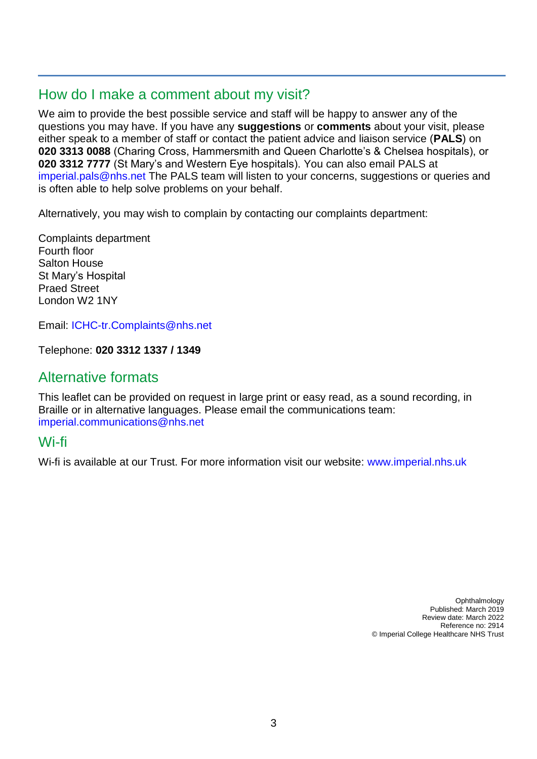## How do I make a comment about my visit?

We aim to provide the best possible service and staff will be happy to answer any of the questions you may have. If you have any **suggestions** or **comments** about your visit, please either speak to a member of staff or contact the patient advice and liaison service (**PALS**) on **020 3313 0088** (Charing Cross, Hammersmith and Queen Charlotte's & Chelsea hospitals), or **020 3312 7777** (St Mary's and Western Eye hospitals). You can also email PALS at imperial.pals@nhs.net The PALS team will listen to your concerns, suggestions or queries and is often able to help solve problems on your behalf.

Alternatively, you may wish to complain by contacting our complaints department:

Complaints department
Fourth floor
Salton House
St Mary's Hospital
Praed Street
London W2 1NY

Email: ICHC-tr.Complaints@nhs.net

Telephone: **020 3312 1337 / 1349**

## Alternative formats

This leaflet can be provided on request in large print or easy read, as a sound recording, in Braille or in alternative languages. Please email the communications team: imperial.communications@nhs.net

## Wi-fi

Wi-fi is available at our Trust. For more information visit our website: www.imperial.nhs.uk

Ophthalmology
Published: March 2019
Review date: March 2022
Reference no: 2914
© Imperial College Healthcare NHS Trust